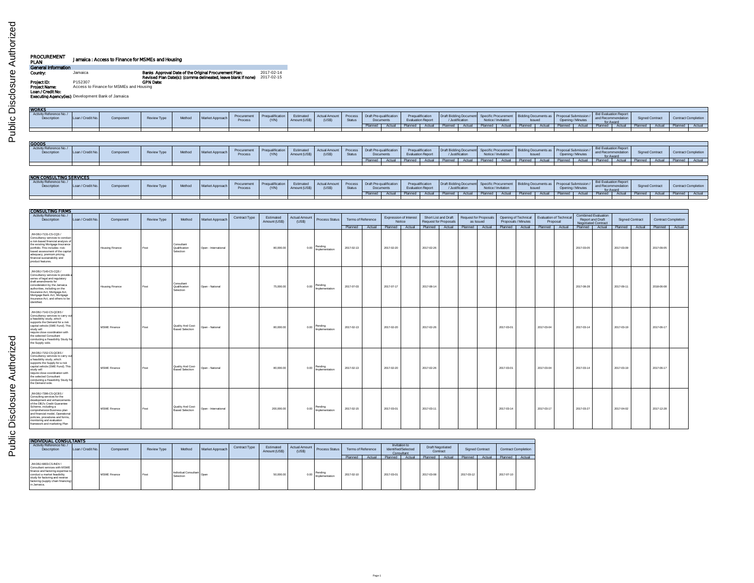# PROCUREMENT PLAN — Jamaica : Access to Finance for MSMEs and Housing

## General Information

**Country:** Jamaica

**Banks Approval Date of the Original Procurement Plan:** 2017-02-14

**Revised Plan Date(s): (comma delineated, leave blank if none)** 2017-02-15

**Project ID:** P152307

**GPN Date:**

**Project Name:** Access to Finance for MSMEs and Housing

**Loan / Credit No:**

**Executing Agency(ies):** Development Bank of Jamaica

## WORKS

| Activity Reference No. / Description | Loan / Credit No. | Component | Review Type | Method | Market Approach | Procurement Process | Prequalification (Y/N) | Estimated Amount (US$) | Actual Amount (US$) | Process Status | Draft Pre-qualification Documents | | Prequalification Evaluation Report | | Draft Bidding Document / Justification | | Specific Procurement Notice / Invitation | | Bidding Documents as Issued | | Proposal Submission / Opening / Minutes | | Bid Evaluation Report and Recommendation for Award | | Signed Contract | | Contract Completion | |
|---|---|---|---|---|---|---|---|---|---|---|---|---|---|---|---|---|---|---|---|---|---|---|---|---|---|---|---|---|
| | | | | | | | | | | | Planned | Actual | Planned | Actual | Planned | Actual | Planned | Actual | Planned | Actual | Planned | Actual | Planned | Actual | Planned | Actual | Planned | Actual |

## GOODS

| Activity Reference No. / Description | Loan / Credit No. | Component | Review Type | Method | Market Approach | Procurement Process | Prequalification (Y/N) | Estimated Amount (US$) | Actual Amount (US$) | Process Status | Draft Pre-qualification Documents | | Prequalification Evaluation Report | | Draft Bidding Document / Justification | | Specific Procurement Notice / Invitation | | Bidding Documents as Issued | | Proposal Submission / Opening / Minutes | | Bid Evaluation Report and Recommendation for Award | | Signed Contract | | Contract Completion | |
|---|---|---|---|---|---|---|---|---|---|---|---|---|---|---|---|---|---|---|---|---|---|---|---|---|---|---|---|---|
| | | | | | | | | | | | Planned | Actual | Planned | Actual | Planned | Actual | Planned | Actual | Planned | Actual | Planned | Actual | Planned | Actual | Planned | Actual | Planned | Actual |

## NON CONSULTING SERVICES

| Activity Reference No. / Description | Loan / Credit No. | Component | Review Type | Method | Market Approach | Procurement Process | Prequalification (Y/N) | Estimated Amount (US$) | Actual Amount (US$) | Process Status | Draft Pre-qualification Documents | | Prequalification Evaluation Report | | Draft Bidding Document / Justification | | Specific Procurement Notice / Invitation | | Bidding Documents as Issued | | Proposal Submission / Opening / Minutes | | Bid Evaluation Report and Recommendation for Award | | Signed Contract | | Contract Completion | |
|---|---|---|---|---|---|---|---|---|---|---|---|---|---|---|---|---|---|---|---|---|---|---|---|---|---|---|---|---|
| | | | | | | | | | | | Planned | Actual | Planned | Actual | Planned | Actual | Planned | Actual | Planned | Actual | Planned | Actual | Planned | Actual | Planned | Actual | Planned | Actual |

## CONSULTING FIRMS

| Activity Reference No. / Description | Loan / Credit No. | Component | Review Type | Method | Market Approach | Contract Type | Estimated Amount (US$) | Actual Amount (US$) | Process Status | Terms of Reference | | Expression of Interest Notice | | Short List and Draft Request for Proposals | | Request for Proposals as Issued | | Opening of Technical Proposals / Minutes | | Evaluation of Technical Proposal | | Combined Evaluation Report and Draft Negotiated Contract | | Signed Contract | | Contract Completion | |
|---|---|---|---|---|---|---|---|---|---|---|---|---|---|---|---|---|---|---|---|---|---|---|---|---|---|---|---|
| | | | | | | | | | | Planned | Actual | Planned | Actual | Planned | Actual | Planned | Actual | Planned | Actual | Planned | Actual | Planned | Actual | Planned | Actual | Planned | Actual |
| JM-DBJ-7131-CS-CQS / Consultancy services to conduct a risk-based financial analysis of the existing Mortgage Insurance portfolio. This includes: risk-based assessment of the capital adequacy, premium pricing, financial sustainability and product features. | | Housing Finance | Post | Consultant Qualification Selection | Open - International | | 80,000.00 | 0.00 | Pending Implementation | 2017-02-13 | | 2017-02-20 | | 2017-02-26 | | | | | | | | 2017-03-05 | | 2017-03-09 | | 2017-09-05 | |
| JM-DBJ-7140-CS-CQS / Consultancy services to provide a series of legal and regulatory draft amendments for consideration by the Jamaica authorities, including on the Insurance Act, Mortgage Act, Mortgage Bank Act, Mortgage Insurance Act, and others to be identified. | | Housing Finance | Post | Consultant Qualification Selection | Open - National | | 75,000.00 | 0.00 | Pending Implementation | 2017-07-03 | | 2017-07-17 | | 2017-08-14 | | | | | | | | 2017-08-28 | | 2017-09-11 | | 2018-06-08 | |
| JM-DBJ-7142-CS-QCBS / Consultancy services to carry out a feasibility study, which supports the Demand for a risk capital vehicle (SME Fund). This study will require close coordination with the selected Consultant conducting a Feasibility Study for the Supply side. | | MSME Finance | Post | Quality And Cost-Based Selection | Open - National | | 80,000.00 | 0.00 | Pending Implementation | 2017-02-13 | | 2017-02-20 | | 2017-02-26 | | | | 2017-03-01 | | 2017-03-04 | | 2017-03-14 | | 2017-03-19 | | 2017-06-17 | |
| JM-DBJ-7152-CS-QCBS / Consultancy services to carry out a feasibility study, which supports the Supply for a risk capital vehicle (SME Fund). This study will require close coordination with the selected Consultant conducting a Feasibility Study for the Demand side. | | MSME Finance | Post | Quality And Cost-Based Selection | Open - National | | 80,000.00 | 0.00 | Pending Implementation | 2017-02-13 | | 2017-02-20 | | 2017-02-26 | | | | 2017-03-01 | | 2017-03-04 | | 2017-03-14 | | 2017-03-19 | | 2017-06-17 | |
| JM-DBJ-7396-CS-QCBS / Consulting services for the development and enhancements of the DBJ's Credit Guarantee Scheme, including a comprehensive Business plan and financial model, Operational policies, procedures and forms, monitoring and evaluation framework and marketing Plan | | MSME Finance | Post | Quality And Cost-Based Selection | Open - International | | 200,000.00 | 0.00 | Pending Implementation | 2017-02-15 | | 2017-03-01 | | 2017-03-11 | | | | 2017-03-14 | | 2017-03-17 | | 2017-03-27 | | 2017-04-02 | | 2017-12-28 | |

## INDIVIDUAL CONSULTANTS

| Activity Reference No. / Description | Loan / Credit No. | Component | Review Type | Method | Market Approach | Contract Type | Estimated Amount (US$) | Actual Amount (US$) | Process Status | Terms of Reference | | Invitation to Identified/Selected Consultant | | Draft Negotiated Contract | | Signed Contract | | Contract Completion | |
|---|---|---|---|---|---|---|---|---|---|---|---|---|---|---|---|---|---|---|---|
| | | | | | | | | | | Planned | Actual | Planned | Actual | Planned | Actual | Planned | Actual | Planned | Actual |
| JM-DBJ-6803-CS-INDV / Consultant services with MSME finance and factoring expertise to conduct a market feasibility study for factoring and reverse factoring (supply chain financing) in Jamaica. | | MSME Finance | Post | Individual Consultant Selection | Open | | 50,000.00 | 0.00 | Pending Implementation | 2017-02-10 | | 2017-03-01 | | 2017-03-08 | | 2017-03-12 | | 2017-07-10 | |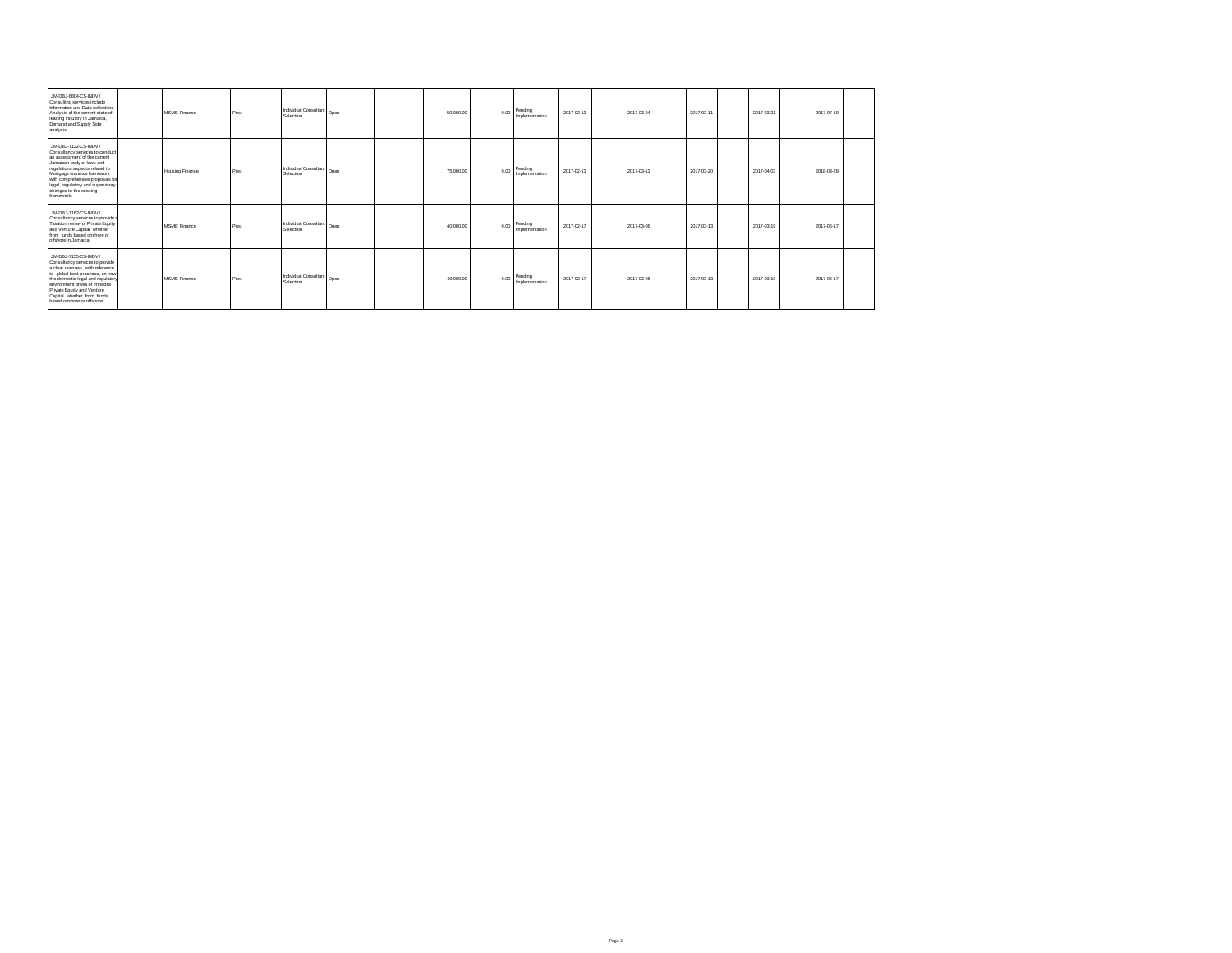| | | | | | | | | | | | | | | | | | | | | | | |
|---|---|---|---|---|---|---|---|---|---|---|---|---|---|---|---|---|---|---|---|---|---|---|
| JM-DBJ-6804-CS-INDV / Consulting services include Information and Data collection, Analysis of the current state of leasing industry in Jamaica, Demand and Supply Side analysis | | MSME Finance | Post | Individual Consultant Selection | Open | | | 50,000.00 | 0.00 | Pending Implementation | 2017-02-13 | | 2017-03-04 | | 2017-03-11 | | 2017-03-21 | | 2017-07-19 | |
| JM-DBJ-7132-CS-INDV / Consultancy services to conduct an assessment of the current Jamaican body of laws and regulations aspects related to Mortgage Isurance framework with comprehensive proposals for legal, regulatory and supervisory changes to the existing framework. | | Housing Finance | Post | Individual Consultant Selection | Open | | | 75,000.00 | 0.00 | Pending Implementation | 2017-02-13 | | 2017-03-13 | | 2017-03-20 | | 2017-04-03 | | 2018-03-29 | |
| JM-DBJ-7162-CS-INDV / Consultancy services to provide a Taxation review of Private Equity and Venture Capital whether from funds based onshore or offshore in Jamaica. | | MSME Finance | Post | Individual Consultant Selection | Open | | | 40,000.00 | 0.00 | Pending Implementation | 2017-02-17 | | 2017-03-06 | | 2017-03-13 | | 2017-03-19 | | 2017-06-17 | |
| JM-DBJ-7155-CS-INDV / Consultancy services to provide a clear overview , with reference to global best practices, on how the domestic legal and regulatory environment drives or impedes Private Equity and Venture Capital whether from funds based onshore or offshore. | | MSME Finance | Post | Individual Consultant Selection | Open | | | 40,000.00 | 0.00 | Pending Implementation | 2017-02-17 | | 2017-03-06 | | 2017-03-13 | | 2017-03-19 | | 2017-06-17 | |